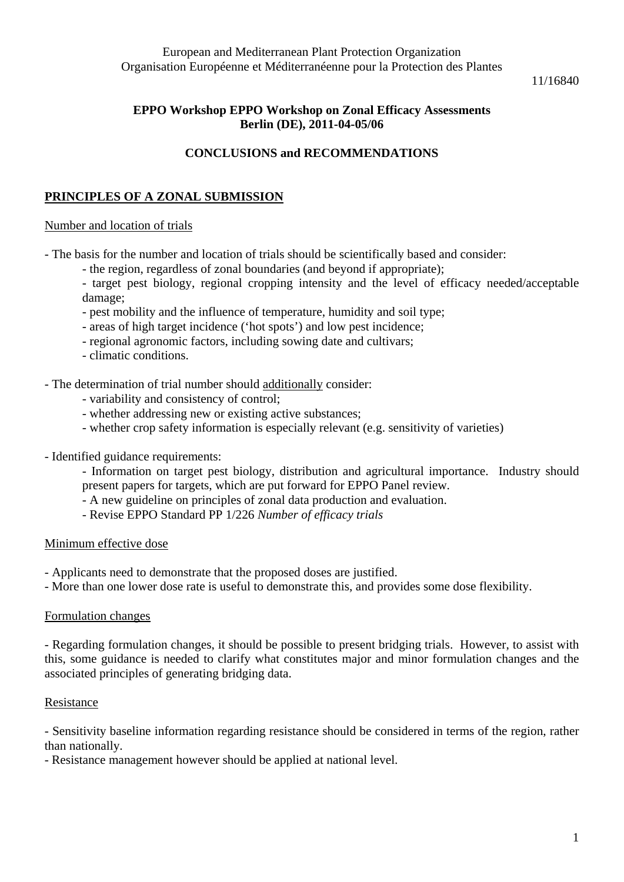European and Mediterranean Plant Protection Organization
Organisation Européenne et Méditerranéenne pour la Protection des Plantes

11/16840

**EPPO Workshop EPPO Workshop on Zonal Efficacy Assessments**
**Berlin (DE), 2011-04-05/06**

## CONCLUSIONS and RECOMMENDATIONS

## PRINCIPLES OF A ZONAL SUBMISSION

### Number and location of trials

- The basis for the number and location of trials should be scientifically based and consider:
    - the region, regardless of zonal boundaries (and beyond if appropriate);
    - target pest biology, regional cropping intensity and the level of efficacy needed/acceptable damage;
    - pest mobility and the influence of temperature, humidity and soil type;
    - areas of high target incidence ('hot spots') and low pest incidence;
    - regional agronomic factors, including sowing date and cultivars;
    - climatic conditions.

- The determination of trial number should additionally consider:
    - variability and consistency of control;
    - whether addressing new or existing active substances;
    - whether crop safety information is especially relevant (e.g. sensitivity of varieties)

- Identified guidance requirements:
    - Information on target pest biology, distribution and agricultural importance. Industry should present papers for targets, which are put forward for EPPO Panel review.
    - A new guideline on principles of zonal data production and evaluation.
    - Revise EPPO Standard PP 1/226 *Number of efficacy trials*

### Minimum effective dose

- Applicants need to demonstrate that the proposed doses are justified.
- More than one lower dose rate is useful to demonstrate this, and provides some dose flexibility.

### Formulation changes

- Regarding formulation changes, it should be possible to present bridging trials. However, to assist with this, some guidance is needed to clarify what constitutes major and minor formulation changes and the associated principles of generating bridging data.

### Resistance

- Sensitivity baseline information regarding resistance should be considered in terms of the region, rather than nationally.
- Resistance management however should be applied at national level.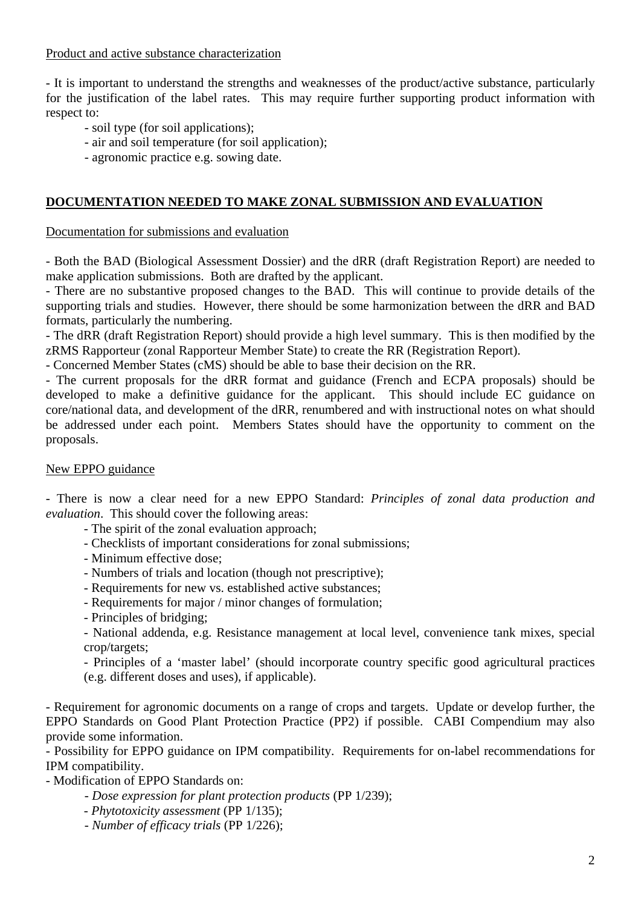Product and active substance characterization

- It is important to understand the strengths and weaknesses of the product/active substance, particularly for the justification of the label rates. This may require further supporting product information with respect to:
    - soil type (for soil applications);
    - air and soil temperature (for soil application);
    - agronomic practice e.g. sowing date.

## DOCUMENTATION NEEDED TO MAKE ZONAL SUBMISSION AND EVALUATION

Documentation for submissions and evaluation

- Both the BAD (Biological Assessment Dossier) and the dRR (draft Registration Report) are needed to make application submissions. Both are drafted by the applicant.
- There are no substantive proposed changes to the BAD. This will continue to provide details of the supporting trials and studies. However, there should be some harmonization between the dRR and BAD formats, particularly the numbering.
- The dRR (draft Registration Report) should provide a high level summary. This is then modified by the zRMS Rapporteur (zonal Rapporteur Member State) to create the RR (Registration Report).
- Concerned Member States (cMS) should be able to base their decision on the RR.
- The current proposals for the dRR format and guidance (French and ECPA proposals) should be developed to make a definitive guidance for the applicant. This should include EC guidance on core/national data, and development of the dRR, renumbered and with instructional notes on what should be addressed under each point. Members States should have the opportunity to comment on the proposals.

New EPPO guidance

- There is now a clear need for a new EPPO Standard: *Principles of zonal data production and evaluation*. This should cover the following areas:
    - The spirit of the zonal evaluation approach;
    - Checklists of important considerations for zonal submissions;
    - Minimum effective dose;
    - Numbers of trials and location (though not prescriptive);
    - Requirements for new vs. established active substances;
    - Requirements for major / minor changes of formulation;
    - Principles of bridging;
    - National addenda, e.g. Resistance management at local level, convenience tank mixes, special crop/targets;
    - Principles of a 'master label' (should incorporate country specific good agricultural practices (e.g. different doses and uses), if applicable).

- Requirement for agronomic documents on a range of crops and targets. Update or develop further, the EPPO Standards on Good Plant Protection Practice (PP2) if possible. CABI Compendium may also provide some information.
- Possibility for EPPO guidance on IPM compatibility. Requirements for on-label recommendations for IPM compatibility.
- Modification of EPPO Standards on:
    - *Dose expression for plant protection products* (PP 1/239);
    - *Phytotoxicity assessment* (PP 1/135);
    - *Number of efficacy trials* (PP 1/226);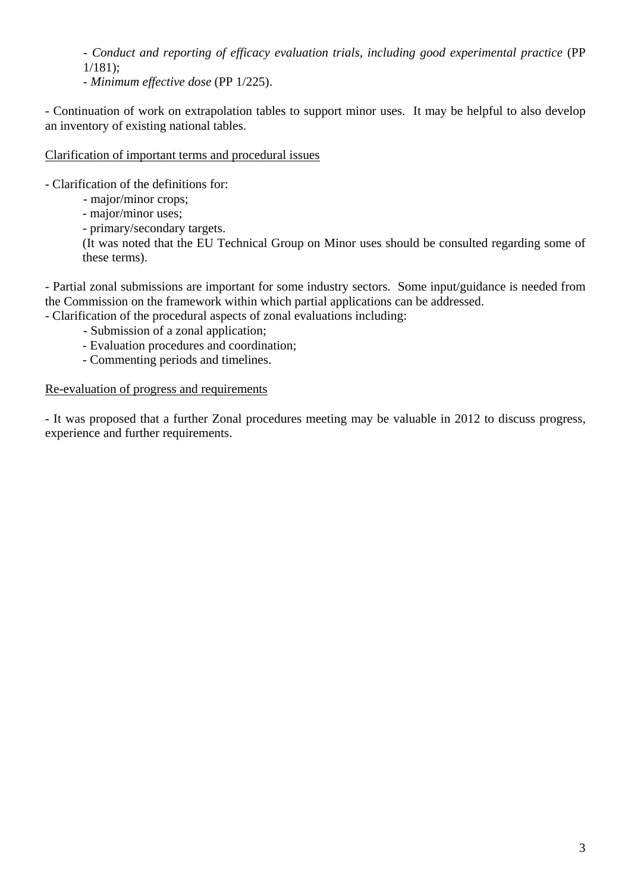- *Conduct and reporting of efficacy evaluation trials, including good experimental practice* (PP 1/181);
- *Minimum effective dose* (PP 1/225).

- Continuation of work on extrapolation tables to support minor uses. It may be helpful to also develop an inventory of existing national tables.

<u>Clarification of important terms and procedural issues</u>

- Clarification of the definitions for:
  - major/minor crops;
  - major/minor uses;
  - primary/secondary targets.

  (It was noted that the EU Technical Group on Minor uses should be consulted regarding some of these terms).

- Partial zonal submissions are important for some industry sectors. Some input/guidance is needed from the Commission on the framework within which partial applications can be addressed.
- Clarification of the procedural aspects of zonal evaluations including:
  - Submission of a zonal application;
  - Evaluation procedures and coordination;
  - Commenting periods and timelines.

<u>Re-evaluation of progress and requirements</u>

- It was proposed that a further Zonal procedures meeting may be valuable in 2012 to discuss progress, experience and further requirements.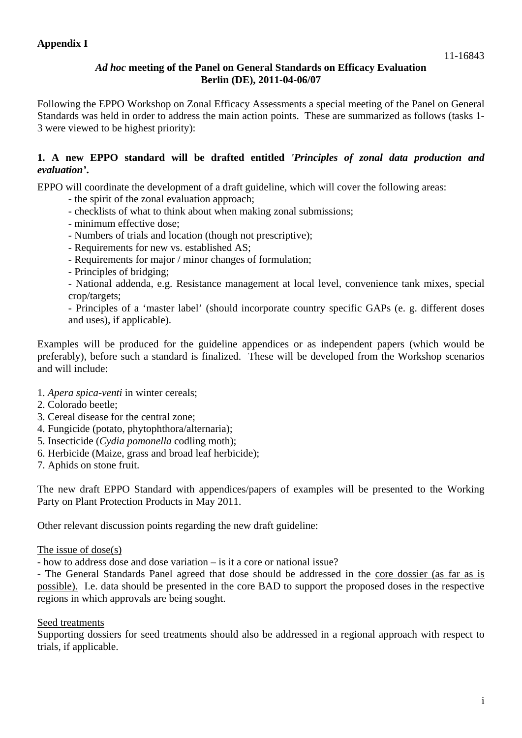**Appendix I**

11-16843

### *Ad hoc* meeting of the Panel on General Standards on Efficacy Evaluation Berlin (DE), 2011-04-06/07

Following the EPPO Workshop on Zonal Efficacy Assessments a special meeting of the Panel on General Standards was held in order to address the main action points. These are summarized as follows (tasks 1-3 were viewed to be highest priority):

**1. A new EPPO standard will be drafted entitled *'Principles of zonal data production and evaluation'*.**

EPPO will coordinate the development of a draft guideline, which will cover the following areas:

- the spirit of the zonal evaluation approach;
- checklists of what to think about when making zonal submissions;
- minimum effective dose;
- Numbers of trials and location (though not prescriptive);
- Requirements for new vs. established AS;
- Requirements for major / minor changes of formulation;
- Principles of bridging;
- National addenda, e.g. Resistance management at local level, convenience tank mixes, special crop/targets;
- Principles of a 'master label' (should incorporate country specific GAPs (e. g. different doses and uses), if applicable).

Examples will be produced for the guideline appendices or as independent papers (which would be preferably), before such a standard is finalized. These will be developed from the Workshop scenarios and will include:

1. *Apera spica-venti* in winter cereals;
2. Colorado beetle;
3. Cereal disease for the central zone;
4. Fungicide (potato, phytophthora/alternaria);
5. Insecticide (*Cydia pomonella* codling moth);
6. Herbicide (Maize, grass and broad leaf herbicide);
7. Aphids on stone fruit.

The new draft EPPO Standard with appendices/papers of examples will be presented to the Working Party on Plant Protection Products in May 2011.

Other relevant discussion points regarding the new draft guideline:

<u>The issue of dose(s)</u>

- how to address dose and dose variation – is it a core or national issue?
- The General Standards Panel agreed that dose should be addressed in the <u>core dossier (as far as is possible).</u> I.e. data should be presented in the core BAD to support the proposed doses in the respective regions in which approvals are being sought.

<u>Seed treatments</u>

Supporting dossiers for seed treatments should also be addressed in a regional approach with respect to trials, if applicable.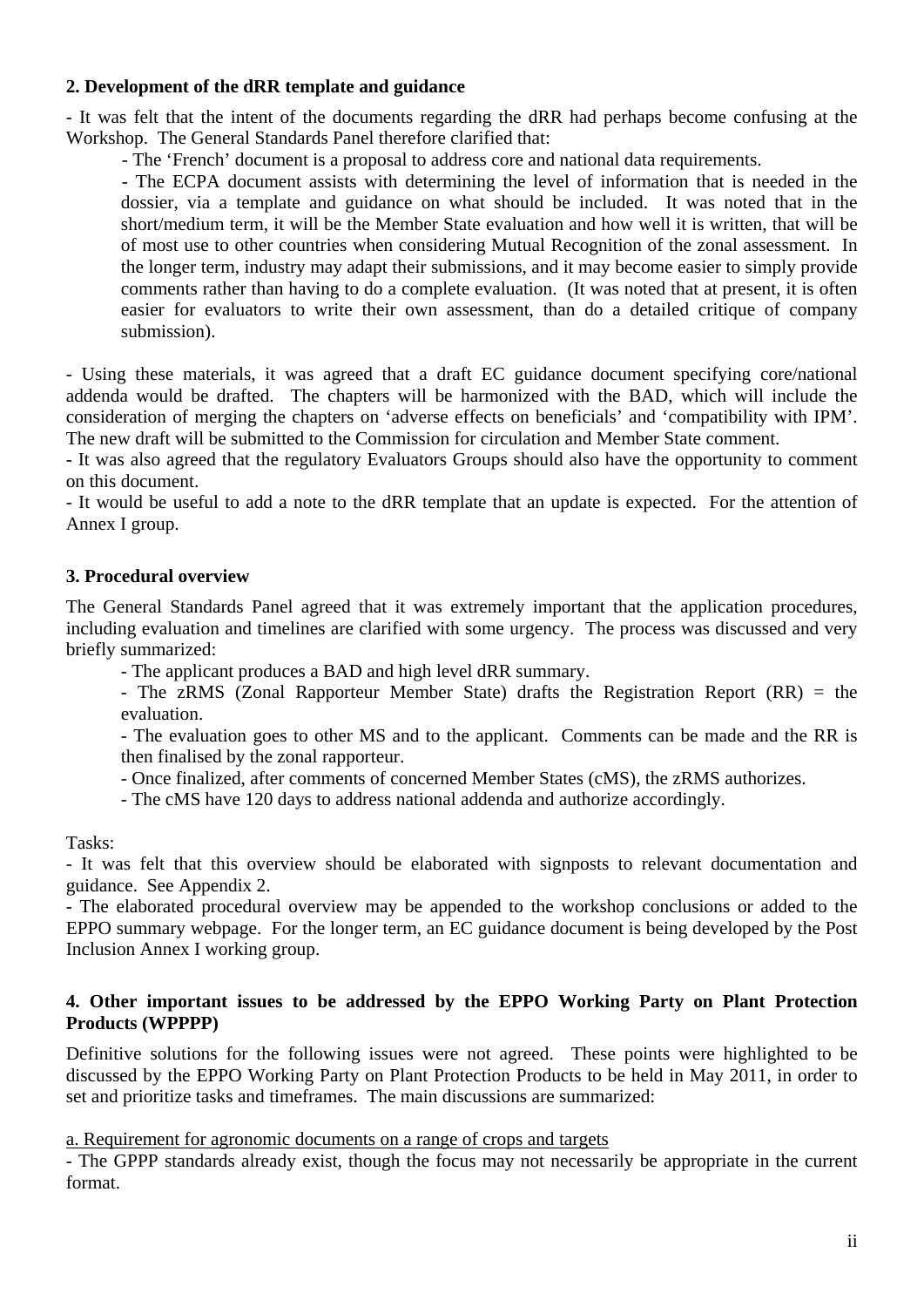### 2. Development of the dRR template and guidance

- It was felt that the intent of the documents regarding the dRR had perhaps become confusing at the Workshop. The General Standards Panel therefore clarified that:

    - The 'French' document is a proposal to address core and national data requirements.
    - The ECPA document assists with determining the level of information that is needed in the dossier, via a template and guidance on what should be included. It was noted that in the short/medium term, it will be the Member State evaluation and how well it is written, that will be of most use to other countries when considering Mutual Recognition of the zonal assessment. In the longer term, industry may adapt their submissions, and it may become easier to simply provide comments rather than having to do a complete evaluation. (It was noted that at present, it is often easier for evaluators to write their own assessment, than do a detailed critique of company submission).

- Using these materials, it was agreed that a draft EC guidance document specifying core/national addenda would be drafted. The chapters will be harmonized with the BAD, which will include the consideration of merging the chapters on 'adverse effects on beneficials' and 'compatibility with IPM'. The new draft will be submitted to the Commission for circulation and Member State comment.
- It was also agreed that the regulatory Evaluators Groups should also have the opportunity to comment on this document.
- It would be useful to add a note to the dRR template that an update is expected. For the attention of Annex I group.

### 3. Procedural overview

The General Standards Panel agreed that it was extremely important that the application procedures, including evaluation and timelines are clarified with some urgency. The process was discussed and very briefly summarized:

- The applicant produces a BAD and high level dRR summary.
- The zRMS (Zonal Rapporteur Member State) drafts the Registration Report (RR) = the evaluation.
- The evaluation goes to other MS and to the applicant. Comments can be made and the RR is then finalised by the zonal rapporteur.
- Once finalized, after comments of concerned Member States (cMS), the zRMS authorizes.
- The cMS have 120 days to address national addenda and authorize accordingly.

Tasks:

- It was felt that this overview should be elaborated with signposts to relevant documentation and guidance. See Appendix 2.
- The elaborated procedural overview may be appended to the workshop conclusions or added to the EPPO summary webpage. For the longer term, an EC guidance document is being developed by the Post Inclusion Annex I working group.

### 4. Other important issues to be addressed by the EPPO Working Party on Plant Protection Products (WPPPP)

Definitive solutions for the following issues were not agreed. These points were highlighted to be discussed by the EPPO Working Party on Plant Protection Products to be held in May 2011, in order to set and prioritize tasks and timeframes. The main discussions are summarized:

a. Requirement for agronomic documents on a range of crops and targets

- The GPPP standards already exist, though the focus may not necessarily be appropriate in the current format.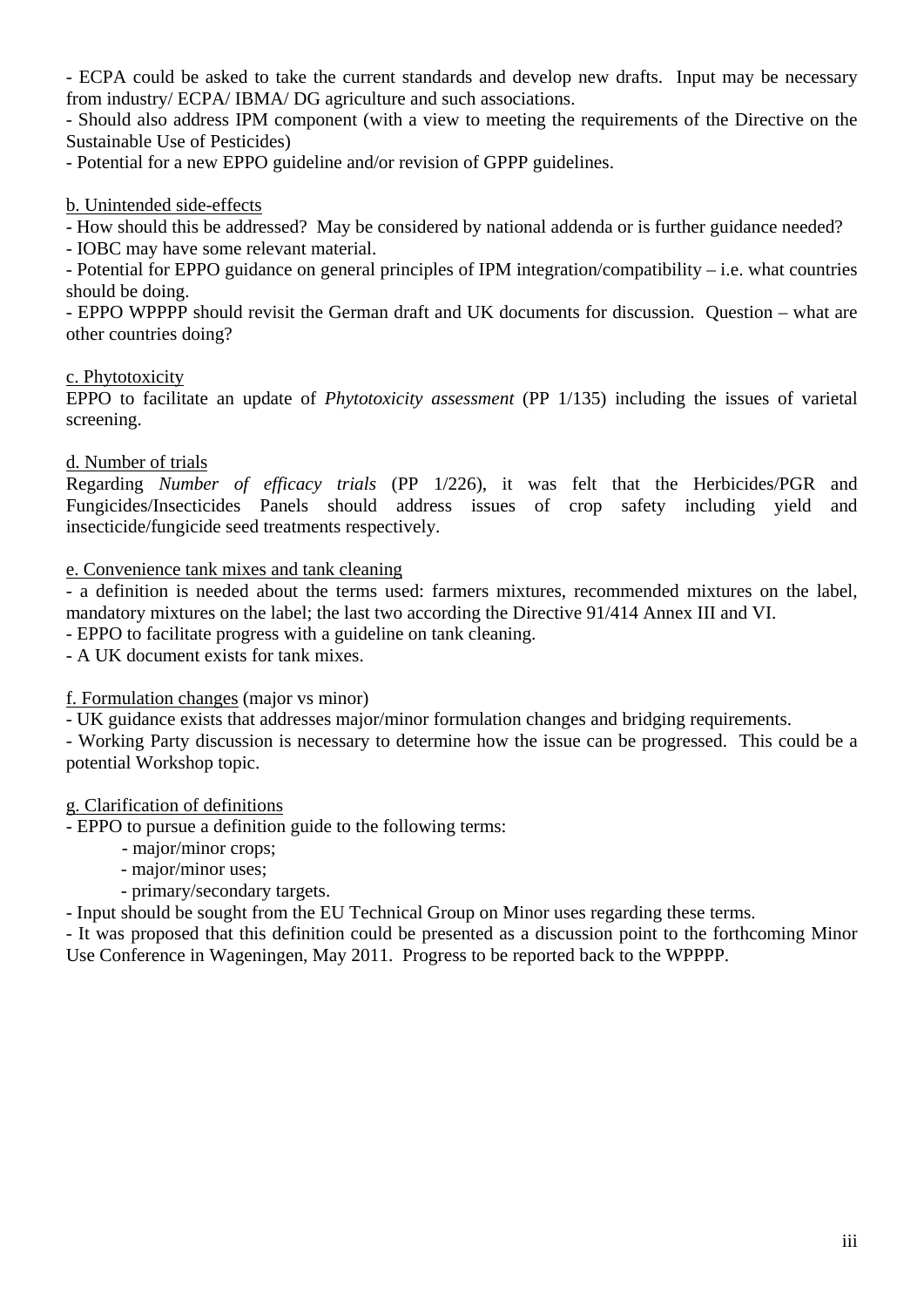- ECPA could be asked to take the current standards and develop new drafts. Input may be necessary from industry/ ECPA/ IBMA/ DG agriculture and such associations.
- Should also address IPM component (with a view to meeting the requirements of the Directive on the Sustainable Use of Pesticides)
- Potential for a new EPPO guideline and/or revision of GPPP guidelines.

<u>b. Unintended side-effects</u>

- How should this be addressed? May be considered by national addenda or is further guidance needed?
- IOBC may have some relevant material.
- Potential for EPPO guidance on general principles of IPM integration/compatibility – i.e. what countries should be doing.
- EPPO WPPPP should revisit the German draft and UK documents for discussion. Question – what are other countries doing?

<u>c. Phytotoxicity</u>

EPPO to facilitate an update of *Phytotoxicity assessment* (PP 1/135) including the issues of varietal screening.

<u>d. Number of trials</u>

Regarding *Number of efficacy trials* (PP 1/226), it was felt that the Herbicides/PGR and Fungicides/Insecticides Panels should address issues of crop safety including yield and insecticide/fungicide seed treatments respectively.

<u>e. Convenience tank mixes and tank cleaning</u>

- a definition is needed about the terms used: farmers mixtures, recommended mixtures on the label, mandatory mixtures on the label; the last two according the Directive 91/414 Annex III and VI.
- EPPO to facilitate progress with a guideline on tank cleaning.
- A UK document exists for tank mixes.

<u>f. Formulation changes</u> (major vs minor)

- UK guidance exists that addresses major/minor formulation changes and bridging requirements.
- Working Party discussion is necessary to determine how the issue can be progressed. This could be a potential Workshop topic.

<u>g. Clarification of definitions</u>

- EPPO to pursue a definition guide to the following terms:
    - major/minor crops;
    - major/minor uses;
    - primary/secondary targets.
- Input should be sought from the EU Technical Group on Minor uses regarding these terms.
- It was proposed that this definition could be presented as a discussion point to the forthcoming Minor Use Conference in Wageningen, May 2011. Progress to be reported back to the WPPPP.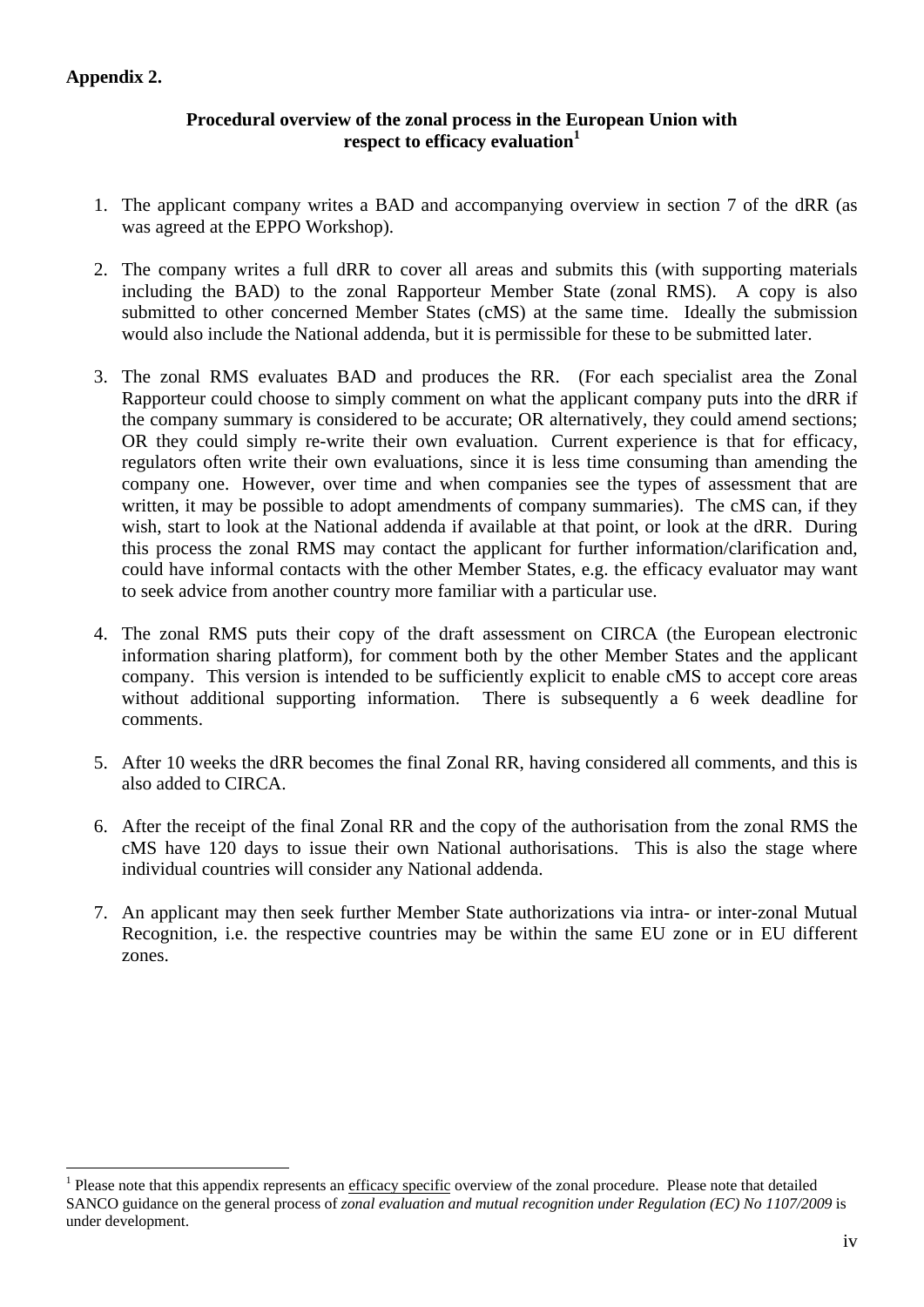**Appendix 2.**

**Procedural overview of the zonal process in the European Union with respect to efficacy evaluation[1]**

1. The applicant company writes a BAD and accompanying overview in section 7 of the dRR (as was agreed at the EPPO Workshop).

2. The company writes a full dRR to cover all areas and submits this (with supporting materials including the BAD) to the zonal Rapporteur Member State (zonal RMS). A copy is also submitted to other concerned Member States (cMS) at the same time. Ideally the submission would also include the National addenda, but it is permissible for these to be submitted later.

3. The zonal RMS evaluates BAD and produces the RR. (For each specialist area the Zonal Rapporteur could choose to simply comment on what the applicant company puts into the dRR if the company summary is considered to be accurate; OR alternatively, they could amend sections; OR they could simply re-write their own evaluation. Current experience is that for efficacy, regulators often write their own evaluations, since it is less time consuming than amending the company one. However, over time and when companies see the types of assessment that are written, it may be possible to adopt amendments of company summaries). The cMS can, if they wish, start to look at the National addenda if available at that point, or look at the dRR. During this process the zonal RMS may contact the applicant for further information/clarification and, could have informal contacts with the other Member States, e.g. the efficacy evaluator may want to seek advice from another country more familiar with a particular use.

4. The zonal RMS puts their copy of the draft assessment on CIRCA (the European electronic information sharing platform), for comment both by the other Member States and the applicant company. This version is intended to be sufficiently explicit to enable cMS to accept core areas without additional supporting information. There is subsequently a 6 week deadline for comments.

5. After 10 weeks the dRR becomes the final Zonal RR, having considered all comments, and this is also added to CIRCA.

6. After the receipt of the final Zonal RR and the copy of the authorisation from the zonal RMS the cMS have 120 days to issue their own National authorisations. This is also the stage where individual countries will consider any National addenda.

7. An applicant may then seek further Member State authorizations via intra- or inter-zonal Mutual Recognition, i.e. the respective countries may be within the same EU zone or in EU different zones.

---

[1] Please note that this appendix represents an efficacy specific overview of the zonal procedure. Please note that detailed SANCO guidance on the general process of *zonal evaluation and mutual recognition under Regulation (EC) No 1107/2009* is under development.